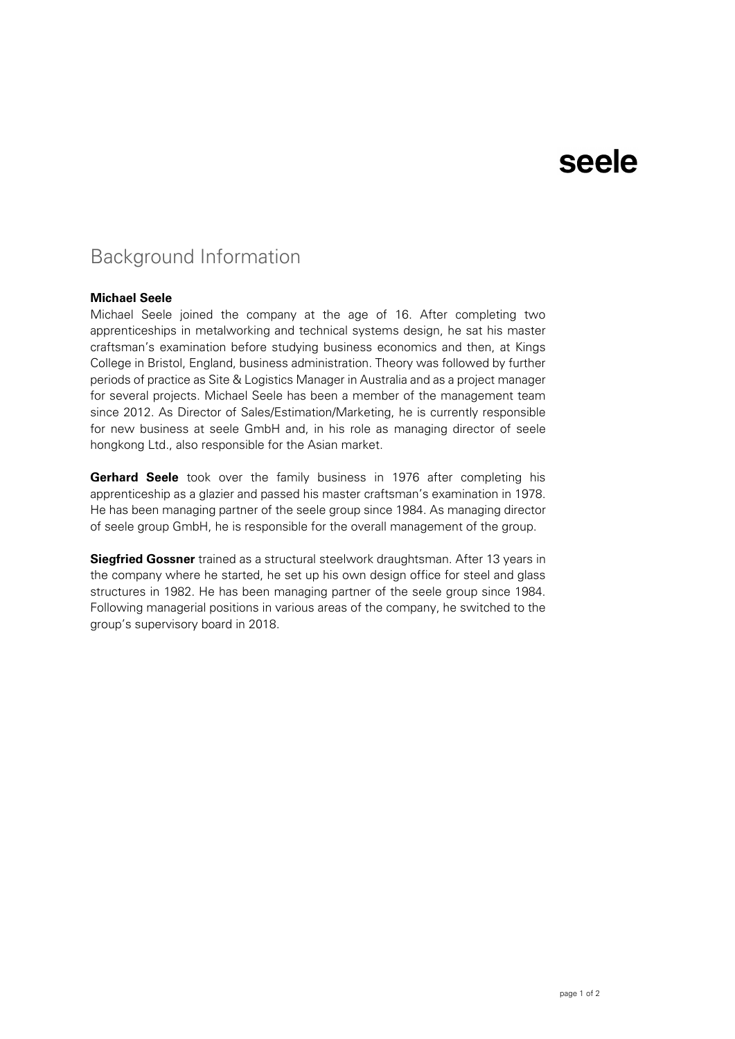seele

# Background Information

**Michael Seele**
Michael Seele joined the company at the age of 16. After completing two apprenticeships in metalworking and technical systems design, he sat his master craftsman's examination before studying business economics and then, at Kings College in Bristol, England, business administration. Theory was followed by further periods of practice as Site & Logistics Manager in Australia and as a project manager for several projects. Michael Seele has been a member of the management team since 2012. As Director of Sales/Estimation/Marketing, he is currently responsible for new business at seele GmbH and, in his role as managing director of seele hongkong Ltd., also responsible for the Asian market.

**Gerhard Seele** took over the family business in 1976 after completing his apprenticeship as a glazier and passed his master craftsman's examination in 1978. He has been managing partner of the seele group since 1984. As managing director of seele group GmbH, he is responsible for the overall management of the group.

**Siegfried Gossner** trained as a structural steelwork draughtsman. After 13 years in the company where he started, he set up his own design office for steel and glass structures in 1982. He has been managing partner of the seele group since 1984. Following managerial positions in various areas of the company, he switched to the group's supervisory board in 2018.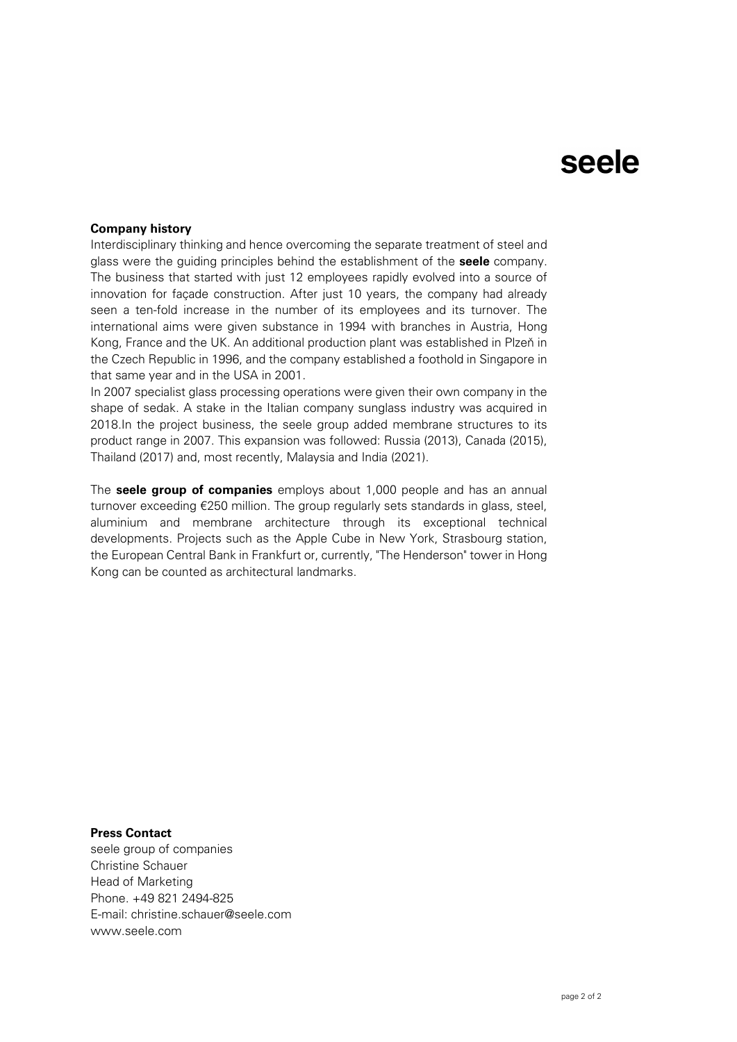seele

**Company history**

Interdisciplinary thinking and hence overcoming the separate treatment of steel and glass were the guiding principles behind the establishment of the **seele** company. The business that started with just 12 employees rapidly evolved into a source of innovation for façade construction. After just 10 years, the company had already seen a ten-fold increase in the number of its employees and its turnover. The international aims were given substance in 1994 with branches in Austria, Hong Kong, France and the UK. An additional production plant was established in Plzeň in the Czech Republic in 1996, and the company established a foothold in Singapore in that same year and in the USA in 2001.

In 2007 specialist glass processing operations were given their own company in the shape of sedak. A stake in the Italian company sunglass industry was acquired in 2018.In the project business, the seele group added membrane structures to its product range in 2007. This expansion was followed: Russia (2013), Canada (2015), Thailand (2017) and, most recently, Malaysia and India (2021).

The **seele group of companies** employs about 1,000 people and has an annual turnover exceeding €250 million. The group regularly sets standards in glass, steel, aluminium and membrane architecture through its exceptional technical developments. Projects such as the Apple Cube in New York, Strasbourg station, the European Central Bank in Frankfurt or, currently, "The Henderson" tower in Hong Kong can be counted as architectural landmarks.

**Press Contact**

seele group of companies
Christine Schauer
Head of Marketing
Phone. +49 821 2494-825
E-mail: christine.schauer@seele.com
www.seele.com